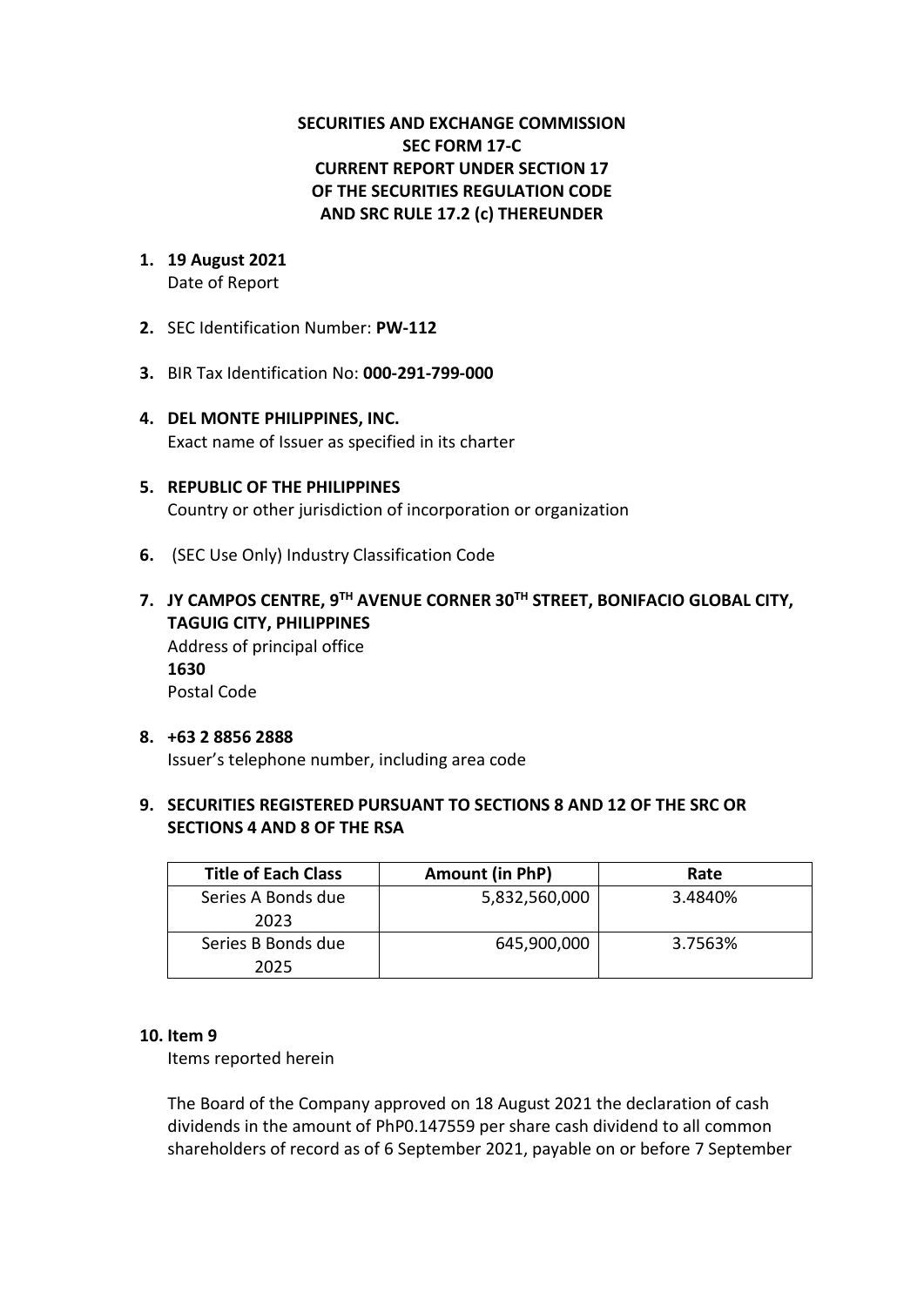**SECURITIES AND EXCHANGE COMMISSION**
**SEC FORM 17-C**
**CURRENT REPORT UNDER SECTION 17**
**OF THE SECURITIES REGULATION CODE**
**AND SRC RULE 17.2 (c) THEREUNDER**

1. **19 August 2021**
   Date of Report

2. SEC Identification Number: **PW-112**

3. BIR Tax Identification No: **000-291-799-000**

4. **DEL MONTE PHILIPPINES, INC.**
   Exact name of Issuer as specified in its charter

5. **REPUBLIC OF THE PHILIPPINES**
   Country or other jurisdiction of incorporation or organization

6. (SEC Use Only) Industry Classification Code

7. **JY CAMPOS CENTRE, 9TH AVENUE CORNER 30TH STREET, BONIFACIO GLOBAL CITY, TAGUIG CITY, PHILIPPINES**
   Address of principal office
   **1630**
   Postal Code

8. **+63 2 8856 2888**
   Issuer's telephone number, including area code

9. **SECURITIES REGISTERED PURSUANT TO SECTIONS 8 AND 12 OF THE SRC OR SECTIONS 4 AND 8 OF THE RSA**

| Title of Each Class | Amount (in PhP) | Rate |
|---|---|---|
| Series A Bonds due 2023 | 5,832,560,000 | 3.4840% |
| Series B Bonds due 2025 | 645,900,000 | 3.7563% |

10. **Item 9**
    Items reported herein

    The Board of the Company approved on 18 August 2021 the declaration of cash dividends in the amount of PhP0.147559 per share cash dividend to all common shareholders of record as of 6 September 2021, payable on or before 7 September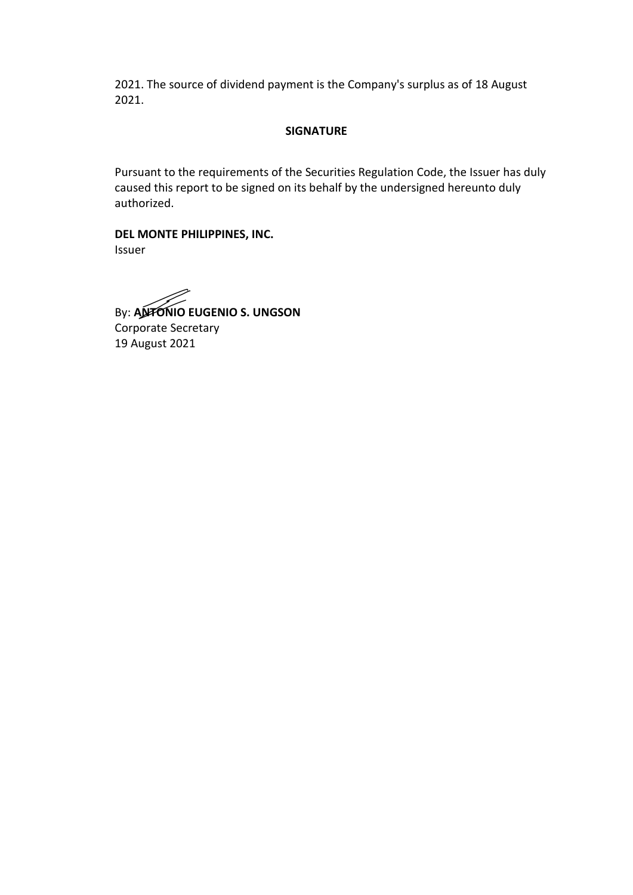2021. The source of dividend payment is the Company's surplus as of 18 August 2021.

**SIGNATURE**

Pursuant to the requirements of the Securities Regulation Code, the Issuer has duly caused this report to be signed on its behalf by the undersigned hereunto duly authorized.

**DEL MONTE PHILIPPINES, INC.**
Issuer

By: **ANTONIO EUGENIO S. UNGSON**
Corporate Secretary
19 August 2021